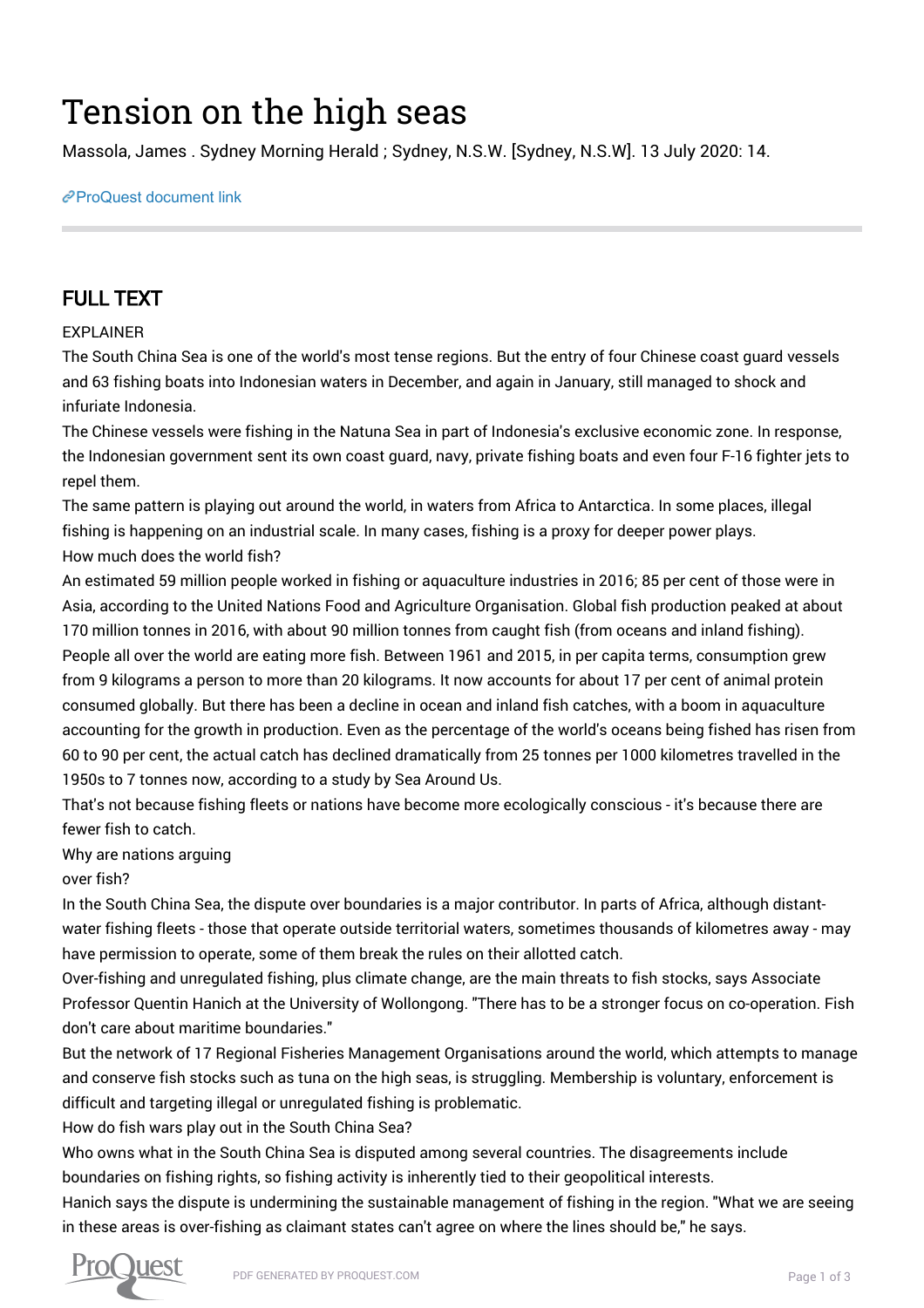# Tension on the high seas

Massola, James . Sydney Morning Herald ; Sydney, N.S.W. [Sydney, N.S.W]. 13 July 2020: 14.

ProQuest document link

## FULL TEXT

EXPLAINER

The South China Sea is one of the world's most tense regions. But the entry of four Chinese coast guard vessels and 63 fishing boats into Indonesian waters in December, and again in January, still managed to shock and infuriate Indonesia.

The Chinese vessels were fishing in the Natuna Sea in part of Indonesia's exclusive economic zone. In response, the Indonesian government sent its own coast guard, navy, private fishing boats and even four F-16 fighter jets to repel them.

The same pattern is playing out around the world, in waters from Africa to Antarctica. In some places, illegal fishing is happening on an industrial scale. In many cases, fishing is a proxy for deeper power plays.

How much does the world fish?

An estimated 59 million people worked in fishing or aquaculture industries in 2016; 85 per cent of those were in Asia, according to the United Nations Food and Agriculture Organisation. Global fish production peaked at about 170 million tonnes in 2016, with about 90 million tonnes from caught fish (from oceans and inland fishing).

People all over the world are eating more fish. Between 1961 and 2015, in per capita terms, consumption grew from 9 kilograms a person to more than 20 kilograms. It now accounts for about 17 per cent of animal protein consumed globally. But there has been a decline in ocean and inland fish catches, with a boom in aquaculture accounting for the growth in production. Even as the percentage of the world's oceans being fished has risen from 60 to 90 per cent, the actual catch has declined dramatically from 25 tonnes per 1000 kilometres travelled in the 1950s to 7 tonnes now, according to a study by Sea Around Us.

That's not because fishing fleets or nations have become more ecologically conscious - it's because there are fewer fish to catch.

Why are nations arguing over fish?

In the South China Sea, the dispute over boundaries is a major contributor. In parts of Africa, although distant-water fishing fleets - those that operate outside territorial waters, sometimes thousands of kilometres away - may have permission to operate, some of them break the rules on their allotted catch.

Over-fishing and unregulated fishing, plus climate change, are the main threats to fish stocks, says Associate Professor Quentin Hanich at the University of Wollongong. "There has to be a stronger focus on co-operation. Fish don't care about maritime boundaries."

But the network of 17 Regional Fisheries Management Organisations around the world, which attempts to manage and conserve fish stocks such as tuna on the high seas, is struggling. Membership is voluntary, enforcement is difficult and targeting illegal or unregulated fishing is problematic.

How do fish wars play out in the South China Sea?

Who owns what in the South China Sea is disputed among several countries. The disagreements include boundaries on fishing rights, so fishing activity is inherently tied to their geopolitical interests.

Hanich says the dispute is undermining the sustainable management of fishing in the region. "What we are seeing in these areas is over-fishing as claimant states can't agree on where the lines should be," he says.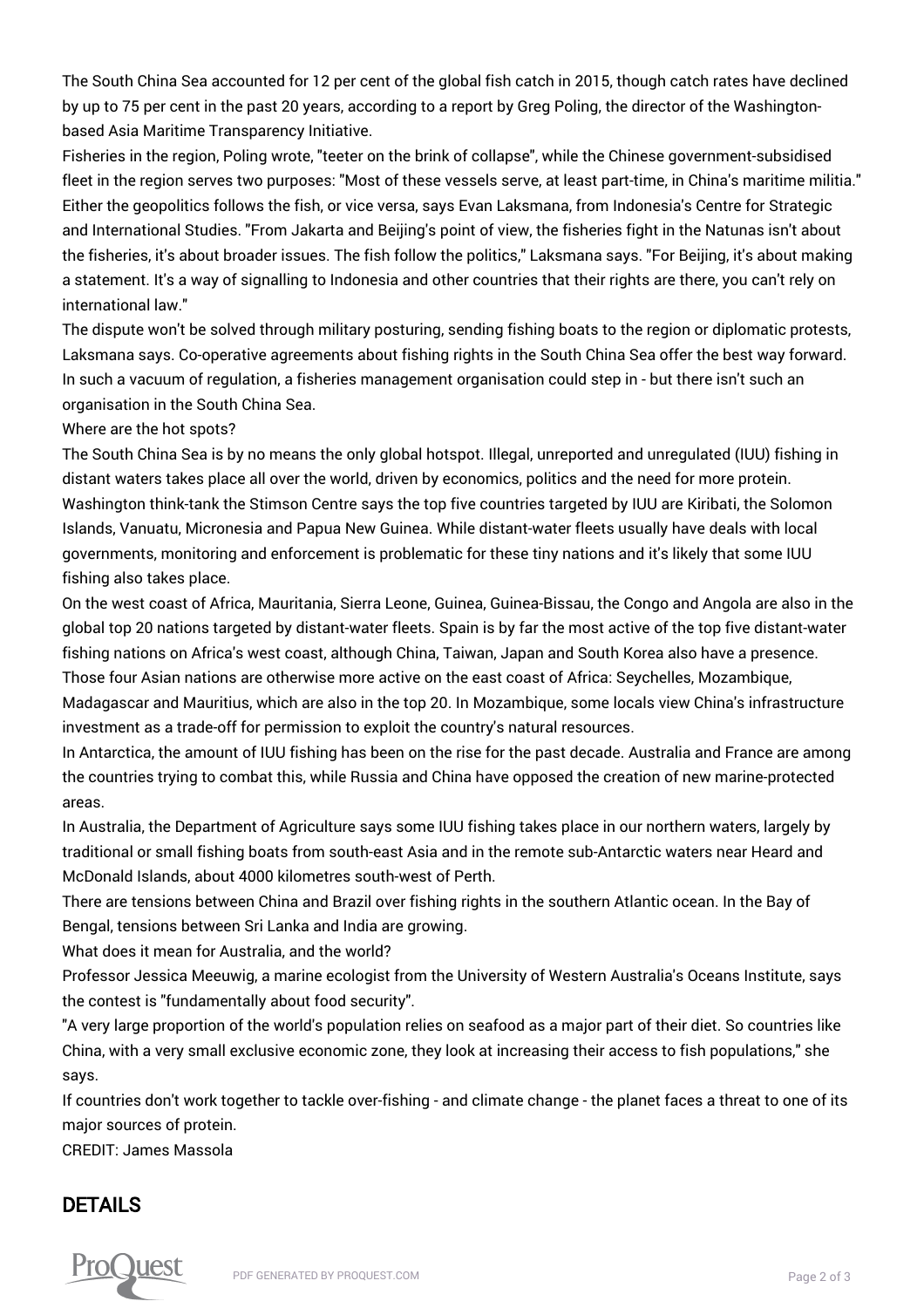The South China Sea accounted for 12 per cent of the global fish catch in 2015, though catch rates have declined by up to 75 per cent in the past 20 years, according to a report by Greg Poling, the director of the Washington-based Asia Maritime Transparency Initiative.

Fisheries in the region, Poling wrote, "teeter on the brink of collapse", while the Chinese government-subsidised fleet in the region serves two purposes: "Most of these vessels serve, at least part-time, in China's maritime militia."

Either the geopolitics follows the fish, or vice versa, says Evan Laksmana, from Indonesia's Centre for Strategic and International Studies. "From Jakarta and Beijing's point of view, the fisheries fight in the Natunas isn't about the fisheries, it's about broader issues. The fish follow the politics," Laksmana says. "For Beijing, it's about making a statement. It's a way of signalling to Indonesia and other countries that their rights are there, you can't rely on international law."

The dispute won't be solved through military posturing, sending fishing boats to the region or diplomatic protests, Laksmana says. Co-operative agreements about fishing rights in the South China Sea offer the best way forward. In such a vacuum of regulation, a fisheries management organisation could step in - but there isn't such an organisation in the South China Sea.

Where are the hot spots?

The South China Sea is by no means the only global hotspot. Illegal, unreported and unregulated (IUU) fishing in distant waters takes place all over the world, driven by economics, politics and the need for more protein.

Washington think-tank the Stimson Centre says the top five countries targeted by IUU are Kiribati, the Solomon Islands, Vanuatu, Micronesia and Papua New Guinea. While distant-water fleets usually have deals with local governments, monitoring and enforcement is problematic for these tiny nations and it's likely that some IUU fishing also takes place.

On the west coast of Africa, Mauritania, Sierra Leone, Guinea, Guinea-Bissau, the Congo and Angola are also in the global top 20 nations targeted by distant-water fleets. Spain is by far the most active of the top five distant-water fishing nations on Africa's west coast, although China, Taiwan, Japan and South Korea also have a presence.

Those four Asian nations are otherwise more active on the east coast of Africa: Seychelles, Mozambique, Madagascar and Mauritius, which are also in the top 20. In Mozambique, some locals view China's infrastructure investment as a trade-off for permission to exploit the country's natural resources.

In Antarctica, the amount of IUU fishing has been on the rise for the past decade. Australia and France are among the countries trying to combat this, while Russia and China have opposed the creation of new marine-protected areas.

In Australia, the Department of Agriculture says some IUU fishing takes place in our northern waters, largely by traditional or small fishing boats from south-east Asia and in the remote sub-Antarctic waters near Heard and McDonald Islands, about 4000 kilometres south-west of Perth.

There are tensions between China and Brazil over fishing rights in the southern Atlantic ocean. In the Bay of Bengal, tensions between Sri Lanka and India are growing.

What does it mean for Australia, and the world?

Professor Jessica Meeuwig, a marine ecologist from the University of Western Australia's Oceans Institute, says the contest is "fundamentally about food security".

"A very large proportion of the world's population relies on seafood as a major part of their diet. So countries like China, with a very small exclusive economic zone, they look at increasing their access to fish populations," she says.

If countries don't work together to tackle over-fishing - and climate change - the planet faces a threat to one of its major sources of protein.

CREDIT: James Massola

## DETAILS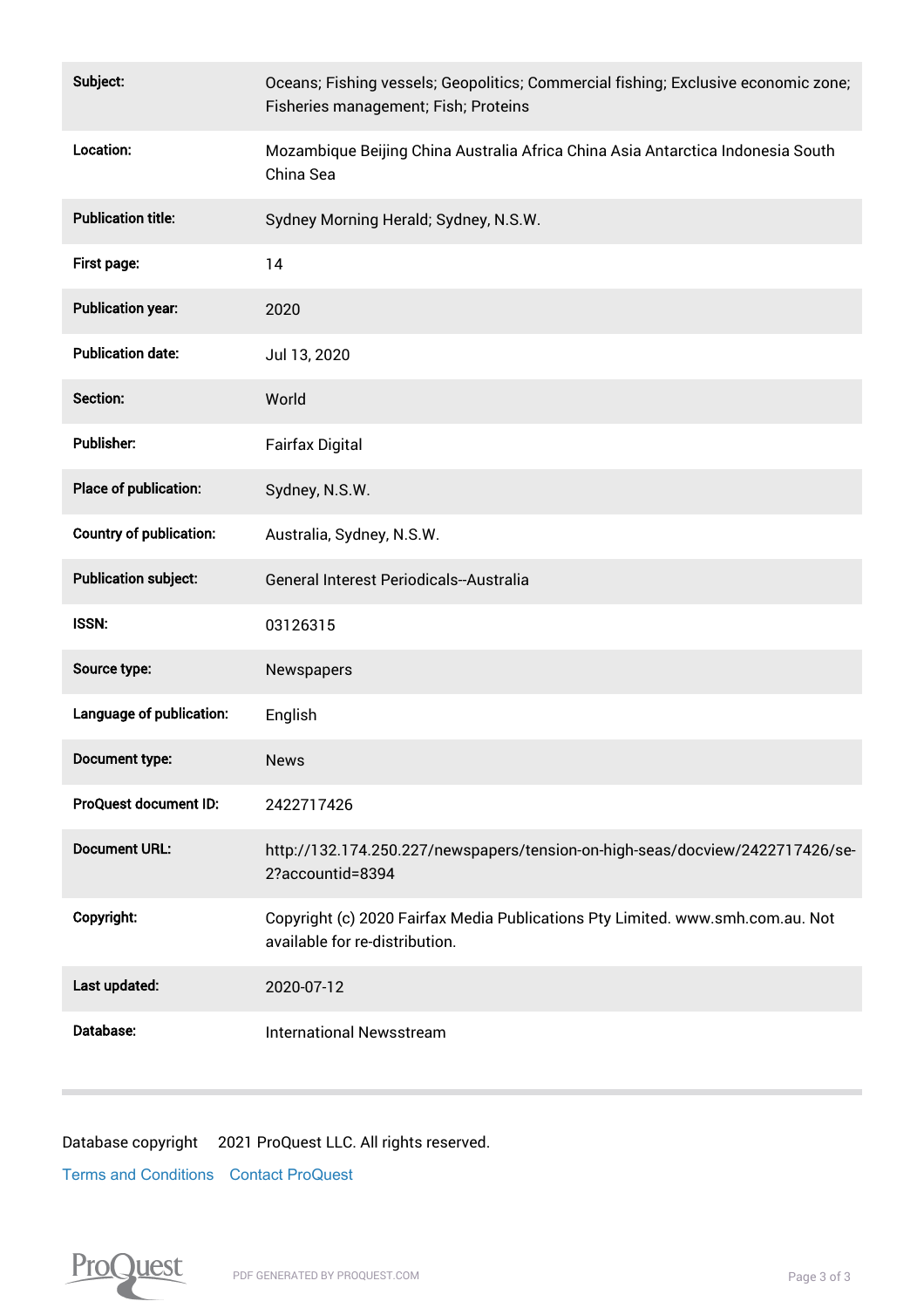| | |
|---|---|
| **Subject:** | Oceans; Fishing vessels; Geopolitics; Commercial fishing; Exclusive economic zone; Fisheries management; Fish; Proteins |
| **Location:** | Mozambique Beijing China Australia Africa China Asia Antarctica Indonesia South China Sea |
| **Publication title:** | Sydney Morning Herald; Sydney, N.S.W. |
| **First page:** | 14 |
| **Publication year:** | 2020 |
| **Publication date:** | Jul 13, 2020 |
| **Section:** | World |
| **Publisher:** | Fairfax Digital |
| **Place of publication:** | Sydney, N.S.W. |
| **Country of publication:** | Australia, Sydney, N.S.W. |
| **Publication subject:** | General Interest Periodicals--Australia |
| **ISSN:** | 03126315 |
| **Source type:** | Newspapers |
| **Language of publication:** | English |
| **Document type:** | News |
| **ProQuest document ID:** | 2422717426 |
| **Document URL:** | http://132.174.250.227/newspapers/tension-on-high-seas/docview/2422717426/se-2?accountid=8394 |
| **Copyright:** | Copyright (c) 2020 Fairfax Media Publications Pty Limited. www.smh.com.au. Not available for re-distribution. |
| **Last updated:** | 2020-07-12 |
| **Database:** | International Newsstream |

Database copyright 2021 ProQuest LLC. All rights reserved.

Terms and Conditions Contact ProQuest